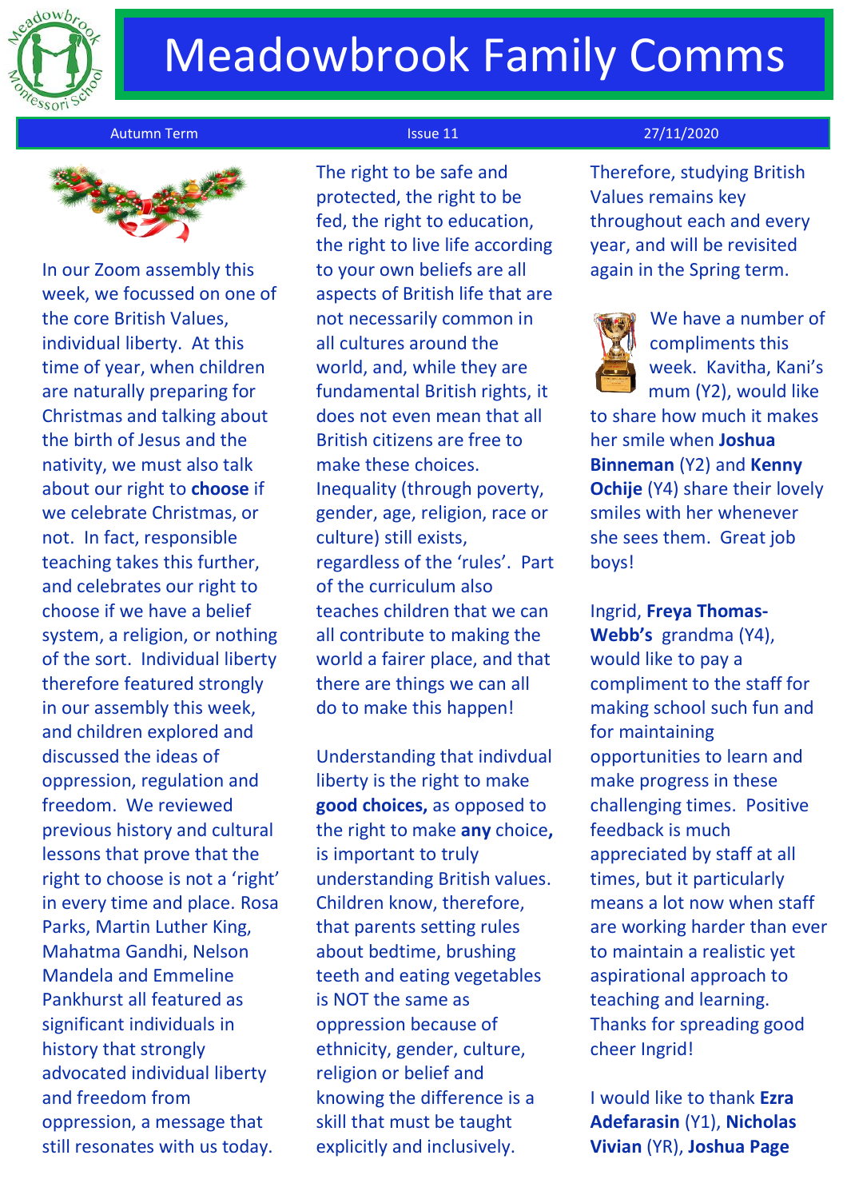# Meadowbrook Family Comms

Autumn Term | Issue 11 | 27/11/2020

In our Zoom assembly this week, we focussed on one of the core British Values, individual liberty. At this time of year, when children are naturally preparing for Christmas and talking about the birth of Jesus and the nativity, we must also talk about our right to **choose** if we celebrate Christmas, or not. In fact, responsible teaching takes this further, and celebrates our right to choose if we have a belief system, a religion, or nothing of the sort. Individual liberty therefore featured strongly in our assembly this week, and children explored and discussed the ideas of oppression, regulation and freedom. We reviewed previous history and cultural lessons that prove that the right to choose is not a 'right' in every time and place. Rosa Parks, Martin Luther King, Mahatma Gandhi, Nelson Mandela and Emmeline Pankhurst all featured as significant individuals in history that strongly advocated individual liberty and freedom from oppression, a message that still resonates with us today.

The right to be safe and protected, the right to be fed, the right to education, the right to live life according to your own beliefs are all aspects of British life that are not necessarily common in all cultures around the world, and, while they are fundamental British rights, it does not even mean that all British citizens are free to make these choices. Inequality (through poverty, gender, age, religion, race or culture) still exists, regardless of the 'rules'. Part of the curriculum also teaches children that we can all contribute to making the world a fairer place, and that there are things we can all do to make this happen!

Understanding that indivdual liberty is the right to make **good choices,** as opposed to the right to make **any** choice**,** is important to truly understanding British values. Children know, therefore, that parents setting rules about bedtime, brushing teeth and eating vegetables is NOT the same as oppression because of ethnicity, gender, culture, religion or belief and knowing the difference is a skill that must be taught explicitly and inclusively.

Therefore, studying British Values remains key throughout each and every year, and will be revisited again in the Spring term.

We have a number of compliments this week. Kavitha, Kani's mum (Y2), would like to share how much it makes her smile when **Joshua Binneman** (Y2) and **Kenny Ochije** (Y4) share their lovely smiles with her whenever she sees them. Great job boys!

Ingrid, **Freya Thomas-Webb's** grandma (Y4), would like to pay a compliment to the staff for making school such fun and for maintaining opportunities to learn and make progress in these challenging times. Positive feedback is much appreciated by staff at all times, but it particularly means a lot now when staff are working harder than ever to maintain a realistic yet aspirational approach to teaching and learning. Thanks for spreading good cheer Ingrid!

I would like to thank **Ezra Adefarasin** (Y1), **Nicholas Vivian** (YR), **Joshua Page**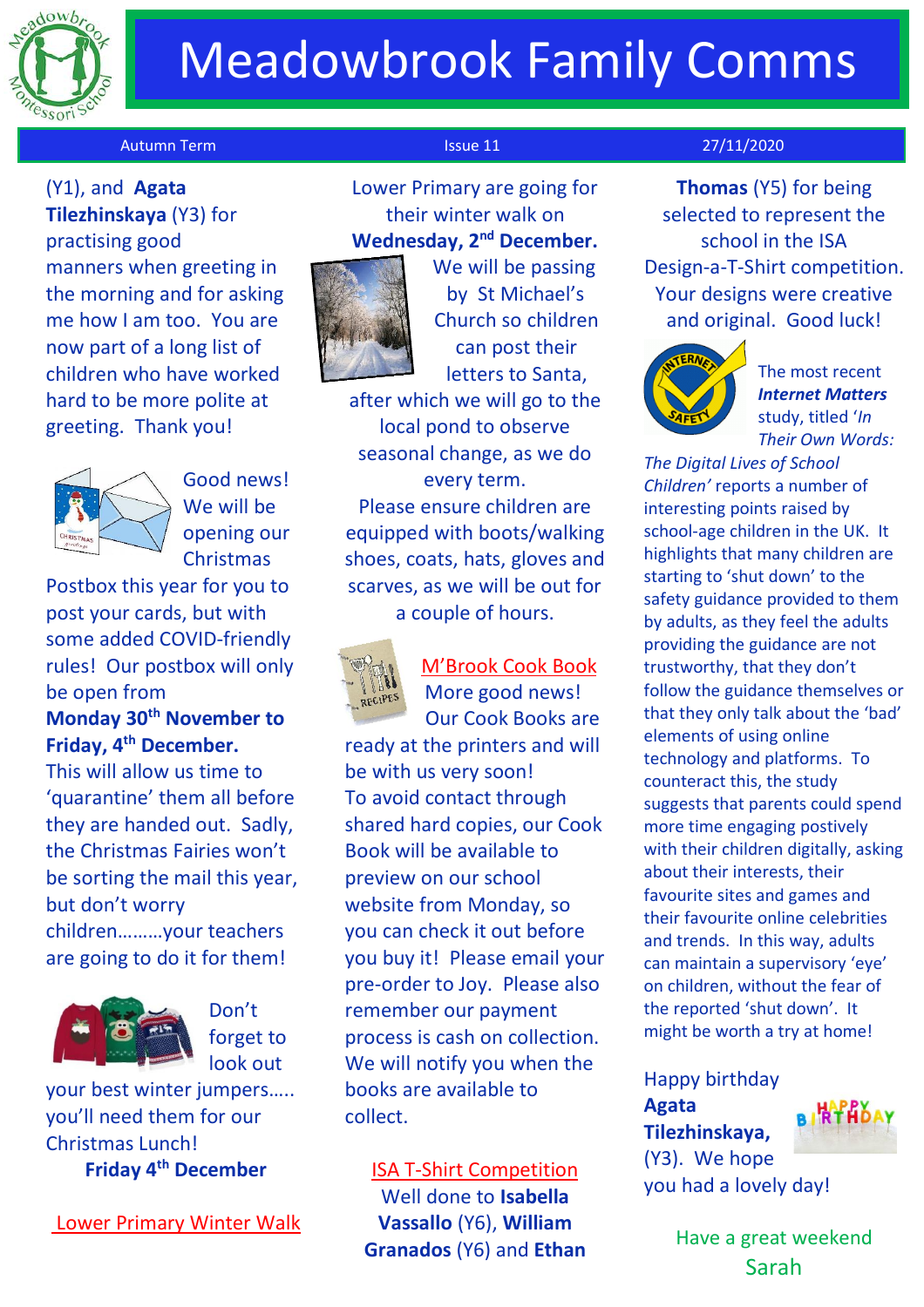# Meadowbrook Family Comms

Autumn Term | Issue 11 | 27/11/2020

(Y1), and **Agata Tilezhinskaya** (Y3) for practising good manners when greeting in the morning and for asking me how I am too. You are now part of a long list of children who have worked hard to be more polite at greeting. Thank you!

Good news! We will be opening our Christmas Postbox this year for you to post your cards, but with some added COVID-friendly rules! Our postbox will only be open from **Monday 30th November to Friday, 4th December.** This will allow us time to 'quarantine' them all before they are handed out. Sadly, the Christmas Fairies won't be sorting the mail this year, but don't worry children………your teachers are going to do it for them!

Don't forget to look out your best winter jumpers….. you'll need them for our Christmas Lunch!

**Friday 4th December**

## Lower Primary Winter Walk

Lower Primary are going for their winter walk on **Wednesday, 2nd December.** We will be passing by St Michael's Church so children can post their letters to Santa, after which we will go to the local pond to observe seasonal change, as we do every term.

Please ensure children are equipped with boots/walking shoes, coats, hats, gloves and scarves, as we will be out for a couple of hours.

## M'Brook Cook Book

More good news! Our Cook Books are ready at the printers and will be with us very soon! To avoid contact through shared hard copies, our Cook Book will be available to preview on our school website from Monday, so you can check it out before you buy it! Please email your pre-order to Joy. Please also remember our payment process is cash on collection. We will notify you when the books are available to collect.

## ISA T-Shirt Competition

Well done to **Isabella Vassallo** (Y6), **William Granados** (Y6) and **Ethan Thomas** (Y5) for being selected to represent the school in the ISA Design-a-T-Shirt competition. Your designs were creative and original. Good luck!

The most recent ***Internet Matters*** study, titled '*In Their Own Words: The Digital Lives of School Children*' reports a number of interesting points raised by school-age children in the UK. It highlights that many children are starting to 'shut down' to the safety guidance provided to them by adults, as they feel the adults providing the guidance are not trustworthy, that they don't follow the guidance themselves or that they only talk about the 'bad' elements of using online technology and platforms. To counteract this, the study suggests that parents could spend more time engaging postively with their children digitally, asking about their interests, their favourite sites and games and their favourite online celebrities and trends. In this way, adults can maintain a supervisory 'eye' on children, without the fear of the reported 'shut down'. It might be worth a try at home!

Happy birthday **Agata Tilezhinskaya,** (Y3). We hope you had a lovely day!

Have a great weekend
Sarah